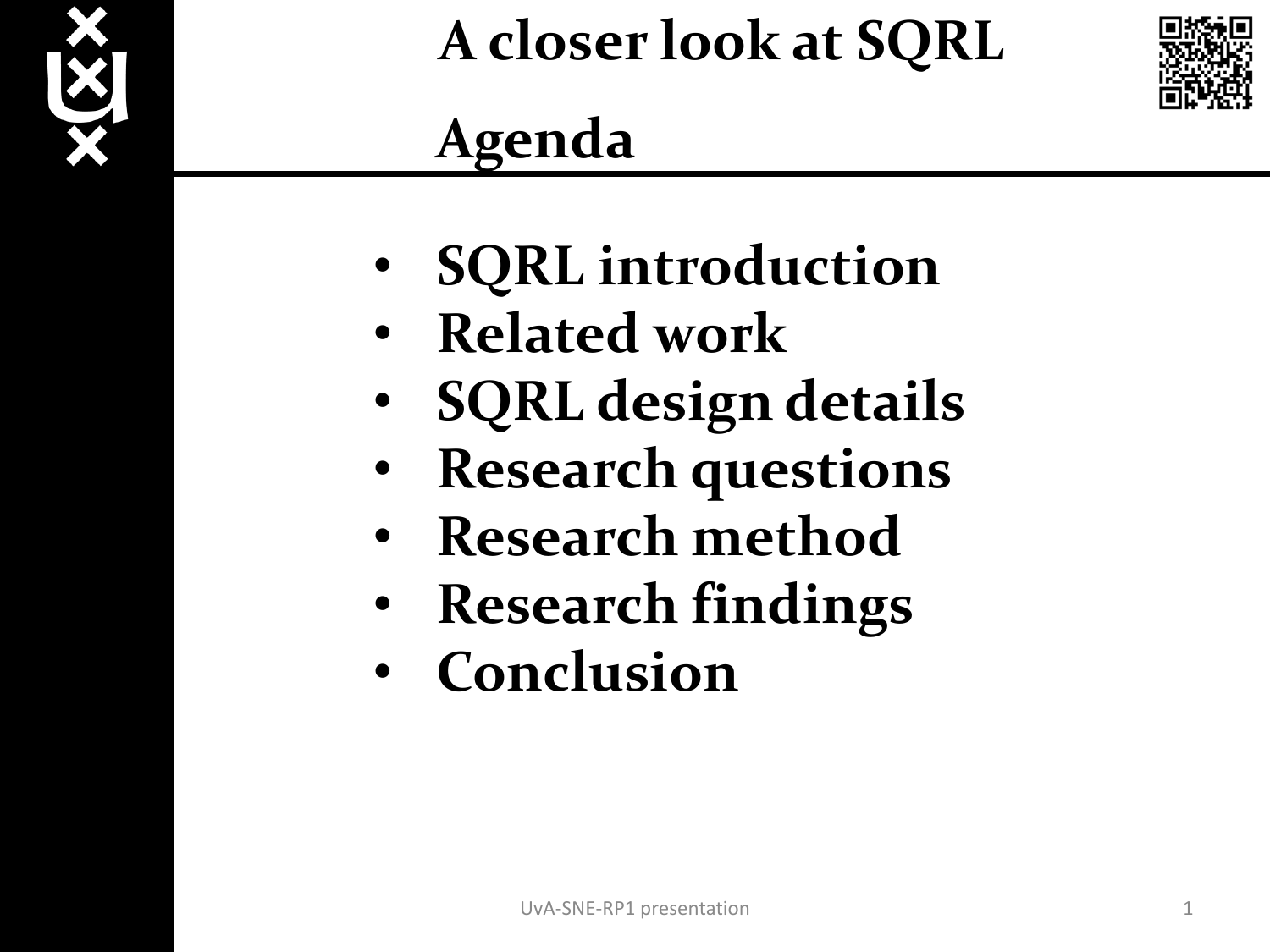# A closer look at SQRL

## Agenda

- SQRL introduction
- Related work
- SQRL design details
- Research questions
- Research method
- Research findings
- Conclusion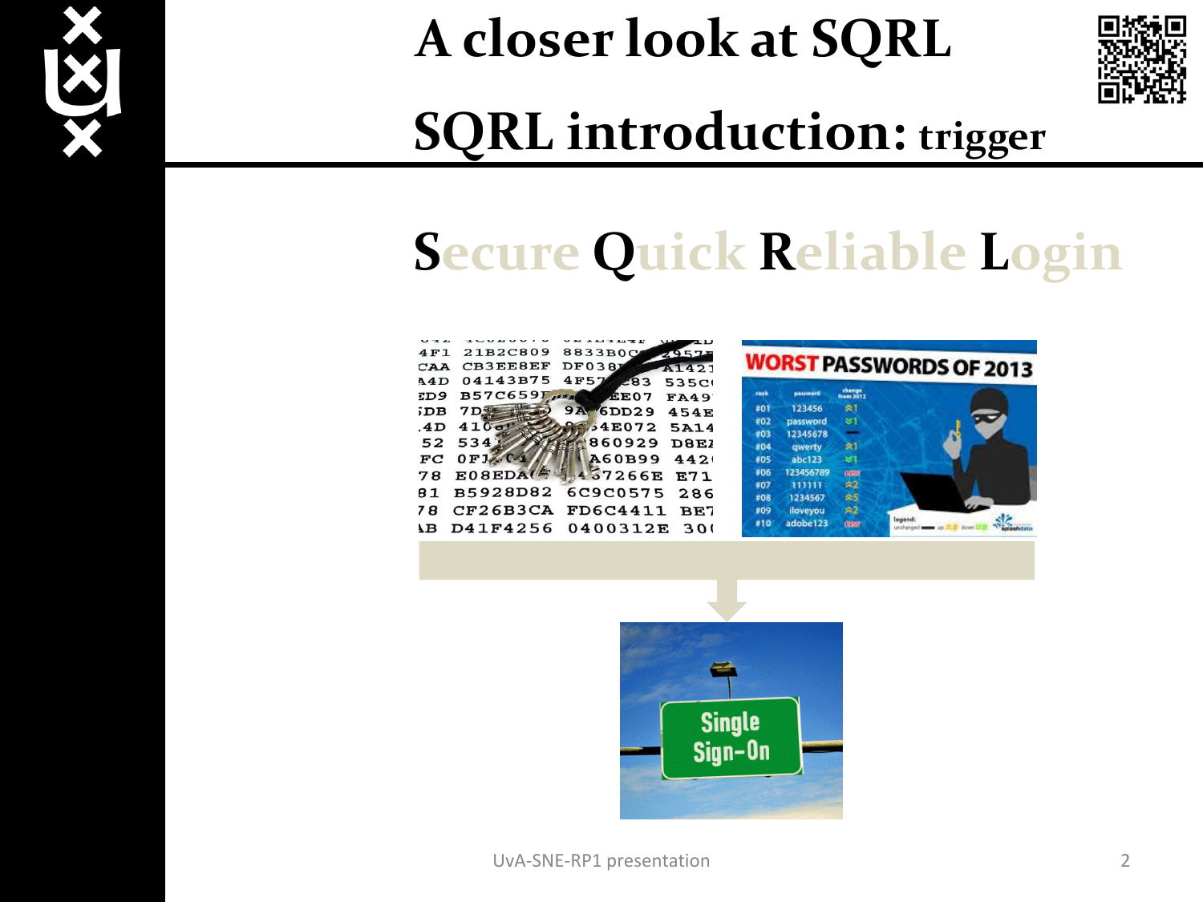# A closer look at SQRL

## SQRL introduction: trigger

**S**ecure **Q**uick **R**eliable **L**ogin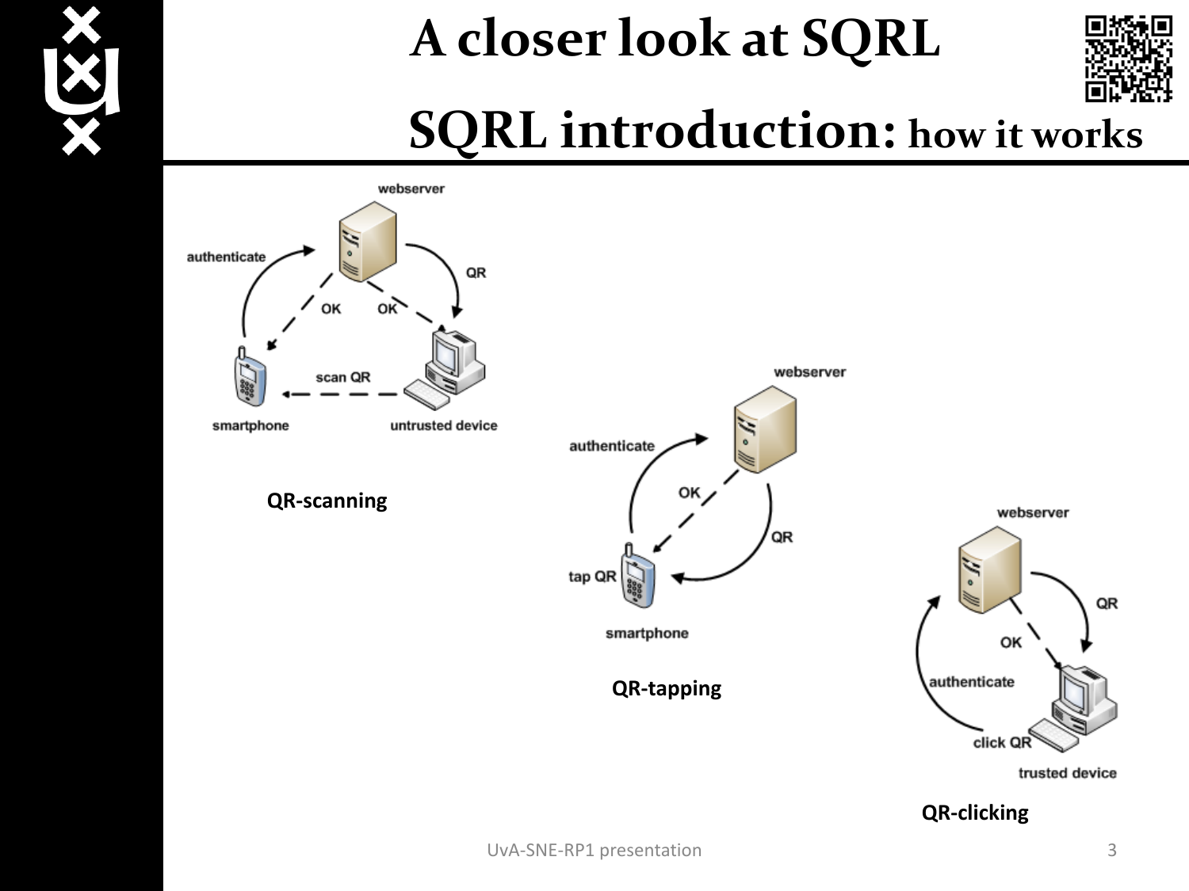# A closer look at SQRL

## SQRL introduction: how it works

webserver

authenticate

QR

OK

OK

scan QR

smartphone

untrusted device

**QR-scanning**

webserver

authenticate

OK

QR

tap QR

smartphone

**QR-tapping**

webserver

QR

OK

authenticate

click QR

trusted device

**QR-clicking**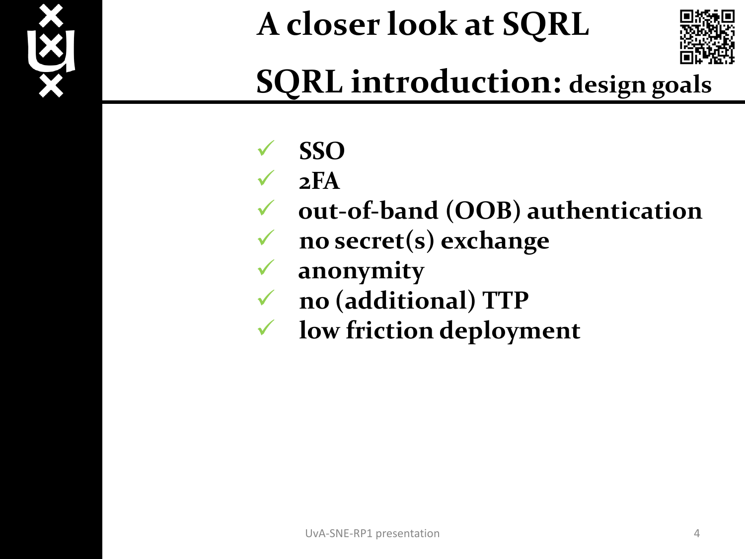# A closer look at SQRL

## SQRL introduction: design goals

- ✓ **SSO**
- ✓ **2FA**
- ✓ **out-of-band (OOB) authentication**
- ✓ **no secret(s) exchange**
- ✓ **anonymity**
- ✓ **no (additional) TTP**
- ✓ **low friction deployment**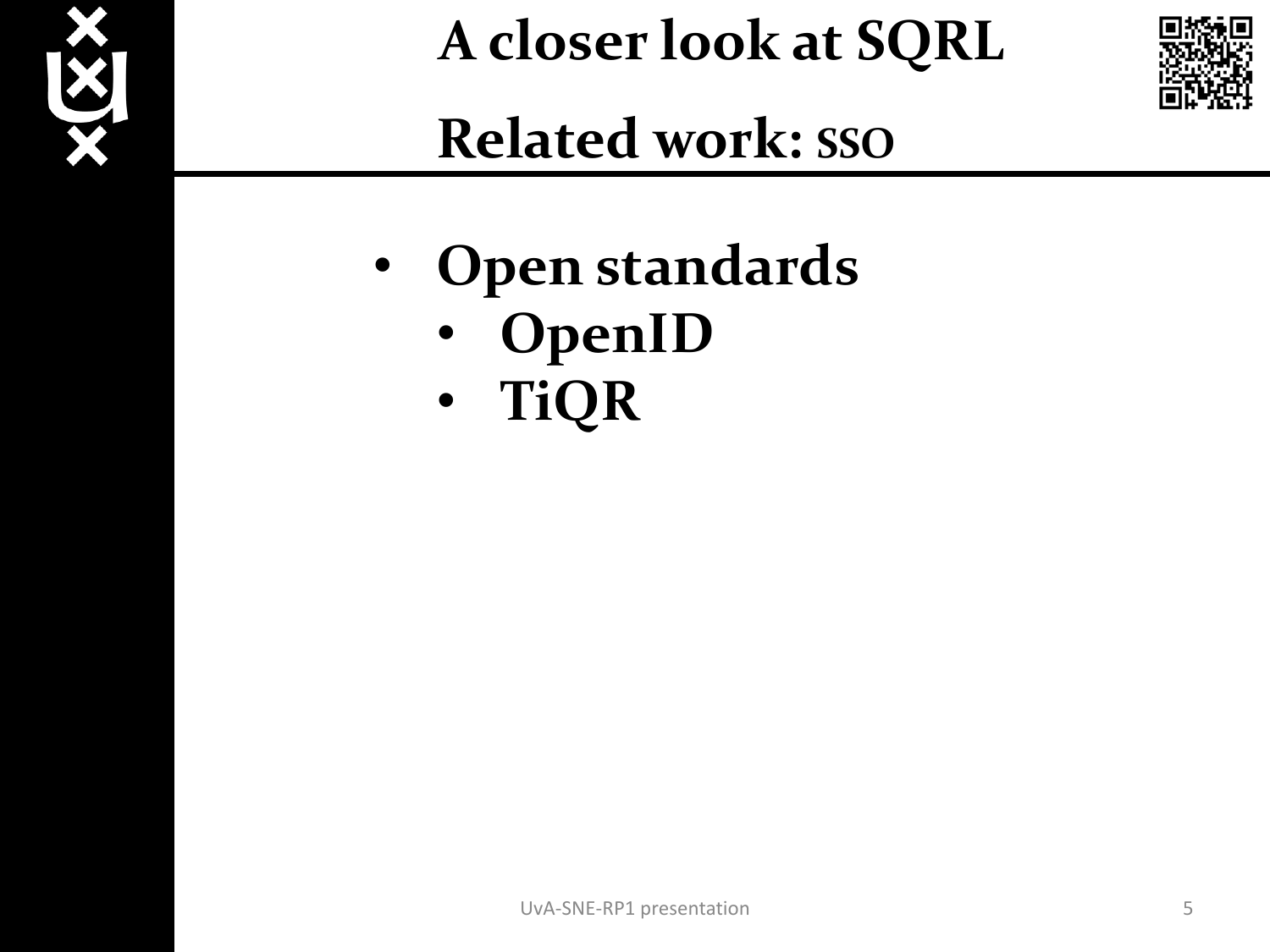# A closer look at SQRL

## Related work: SSO

- **Open standards**
  - **OpenID**
  - **TiQR**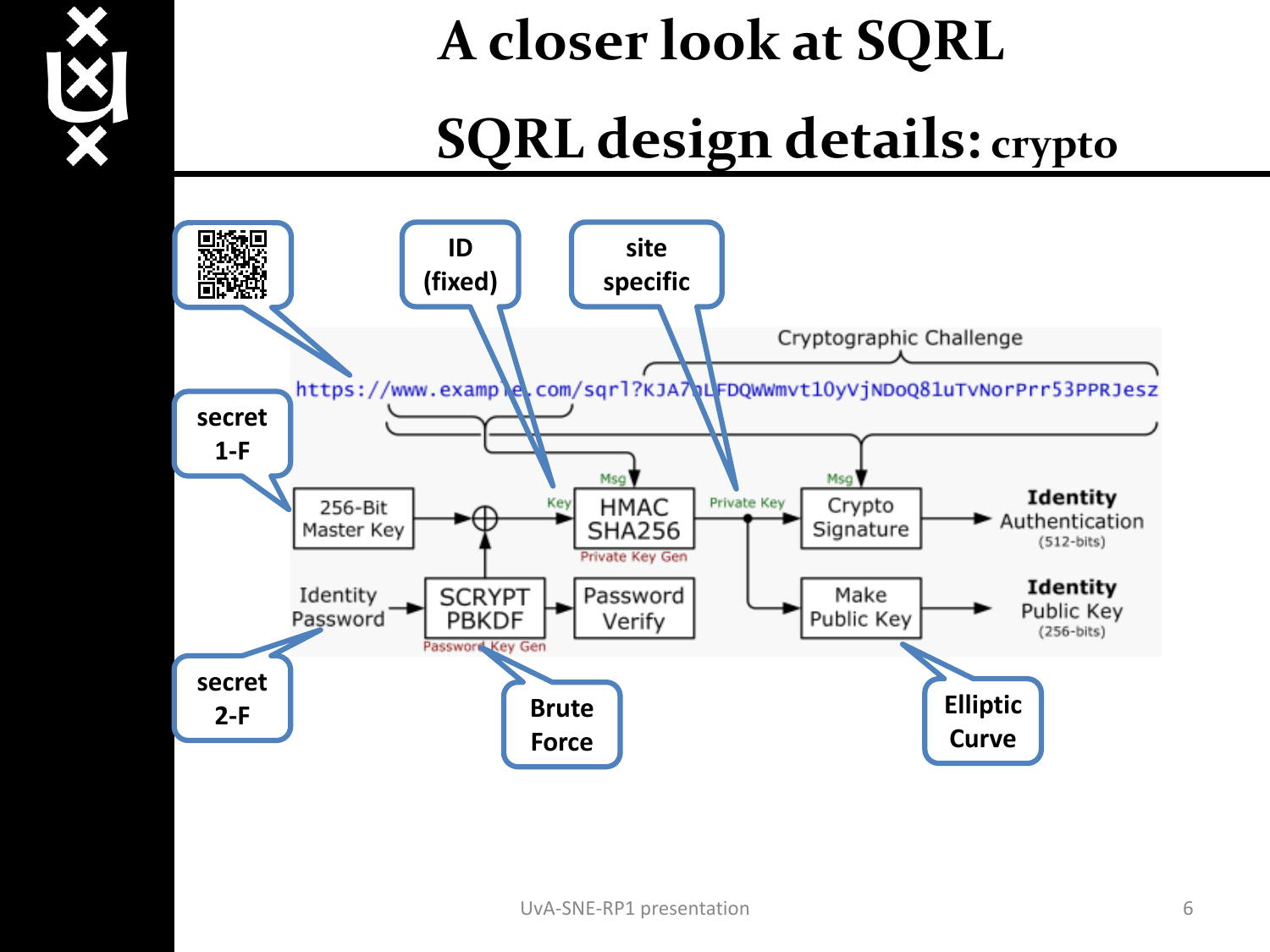# A closer look at SQRL

## SQRL design details: crypto

Cryptographic Challenge

https://www.example.com/sqrl?KJA7nLFDQWWmvt1OyVjNDoQ81uTvNorPrr53PPRJesz

- QR code → URL
- ID (fixed) → Key
- site specific → Private Key
- secret 1-F → 256-Bit Master Key
- secret 2-F → Identity Password
- Brute Force → Password Key Gen
- Elliptic Curve → Make Public Key

256-Bit Master Key → ⊕ → Key → HMAC SHA256 (Msg; Private Key Gen) → Private Key → Crypto Signature (Msg) → **Identity** Authentication (512-bits)

Identity Password → SCRYPT PBKDF (Password Key Gen) → ⊕; SCRYPT PBKDF → Password Verify

Private Key → Make Public Key → **Identity** Public Key (256-bits)

UvA-SNE-RP1 presentation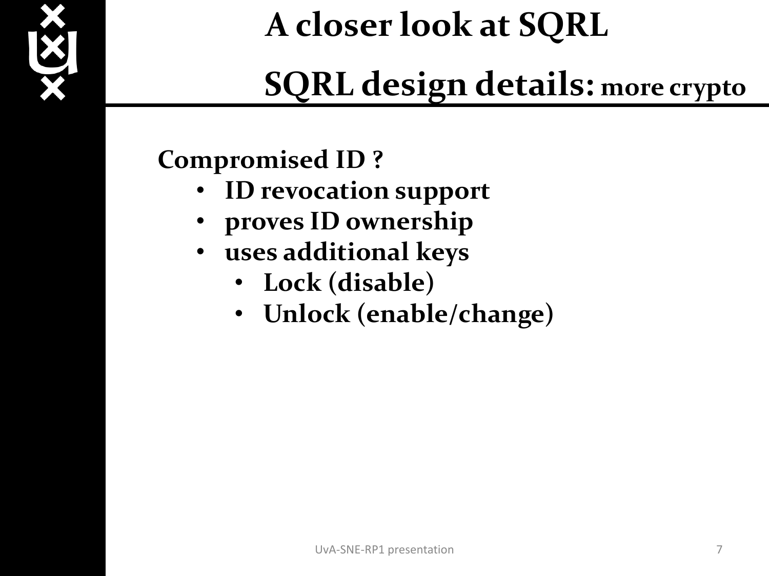# A closer look at SQRL

## SQRL design details: more crypto

**Compromised ID ?**

- **ID revocation support**
- **proves ID ownership**
- **uses additional keys**
  - **Lock (disable)**
  - **Unlock (enable/change)**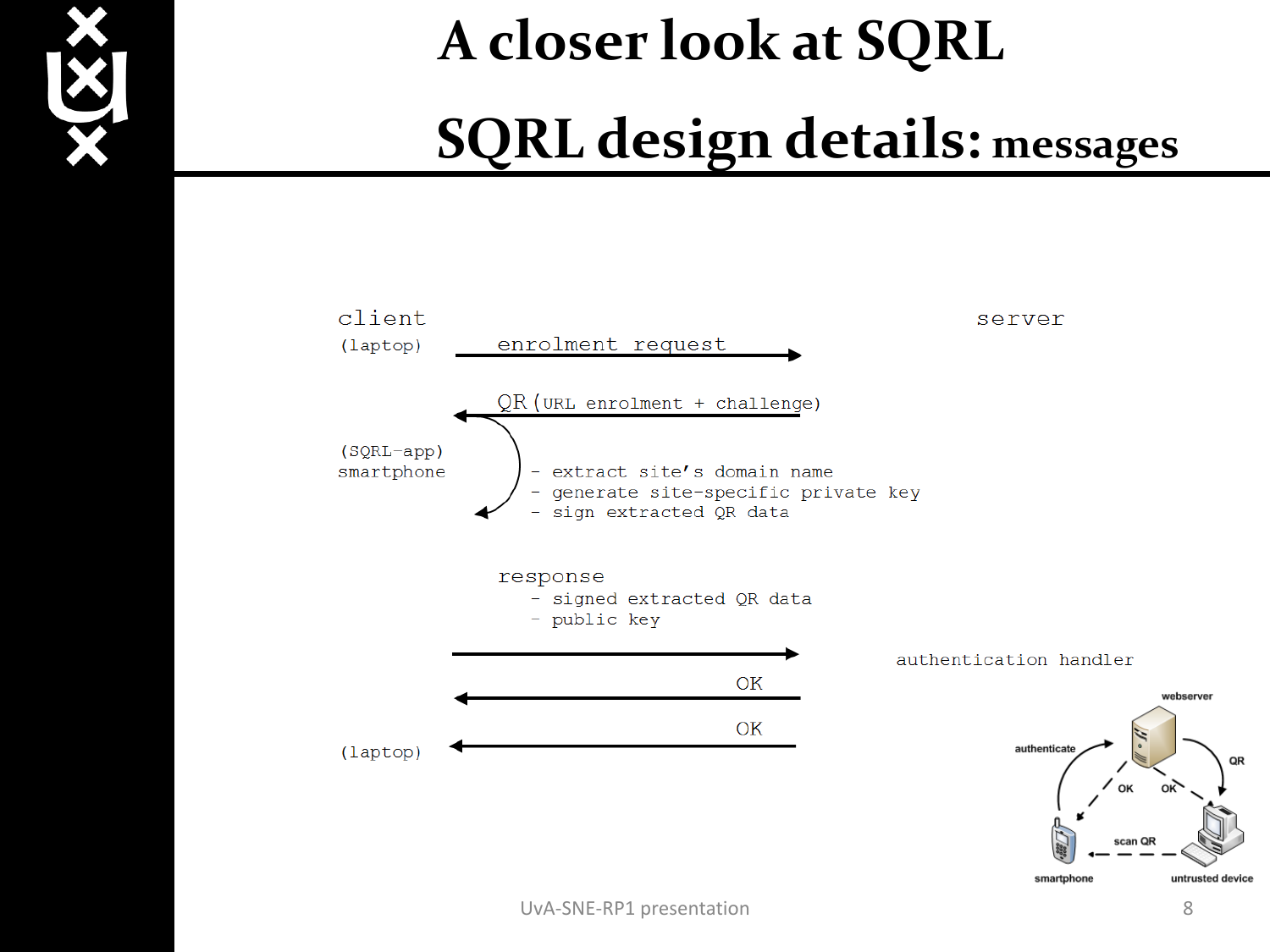# A closer look at SQRL

## SQRL design details: messages

client (laptop) → server: enrolment request

server → client: QR (URL enrolment + challenge)

(SQRL-app) smartphone:

- extract site's domain name
- generate site-specific private key
- sign extracted QR data

response (smartphone → server / authentication handler):

- signed extracted QR data
- public key

authentication handler → smartphone: OK

server → (laptop): OK

webserver

authenticate

QR

OK

OK

scan QR

smartphone

untrusted device

UvA-SNE-RP1 presentation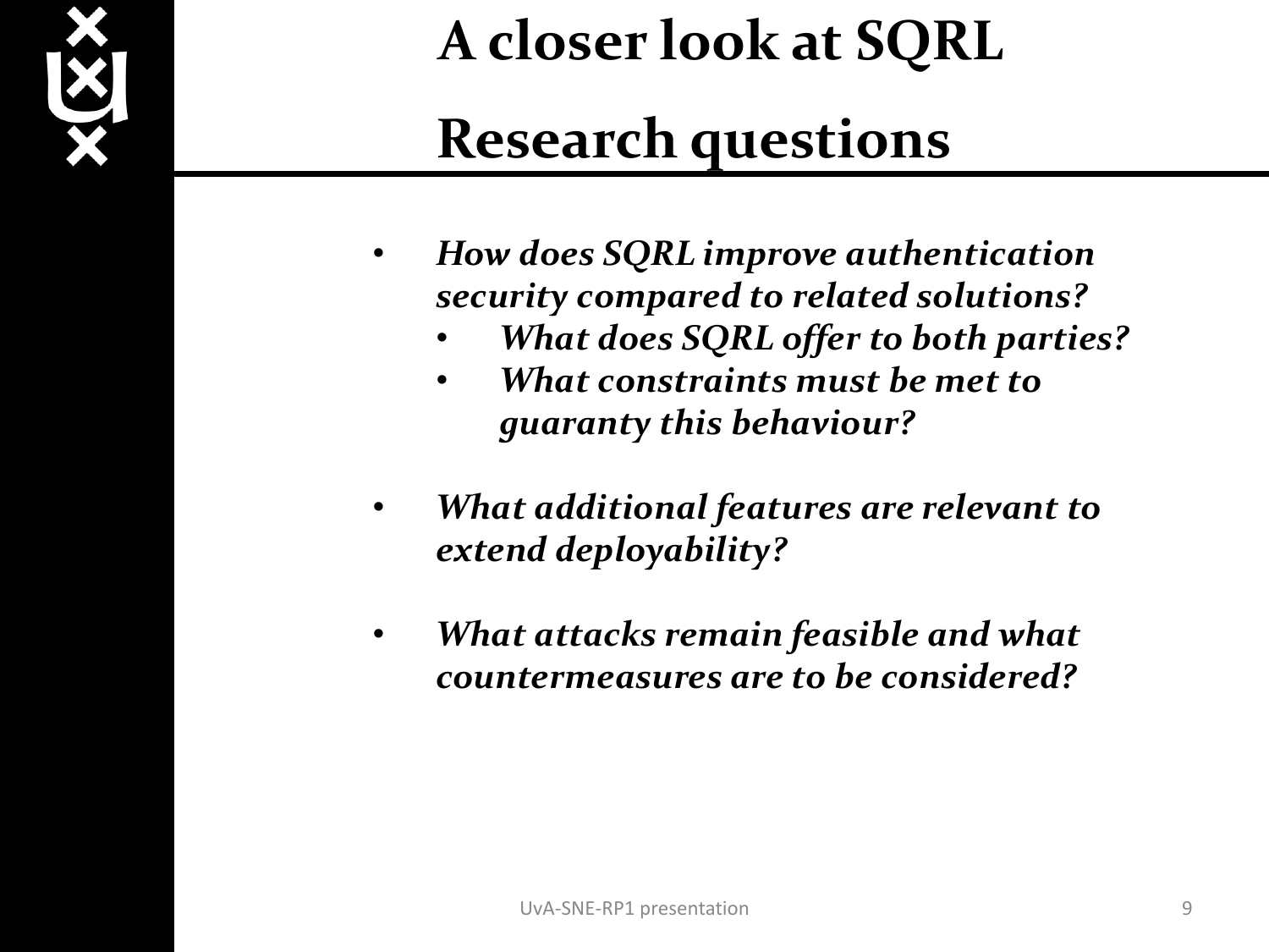# A closer look at SQRL

# Research questions

- ***How does SQRL improve authentication security compared to related solutions?***
  - ***What does SQRL offer to both parties?***
  - ***What constraints must be met to guaranty this behaviour?***
- ***What additional features are relevant to extend deployability?***
- ***What attacks remain feasible and what countermeasures are to be considered?***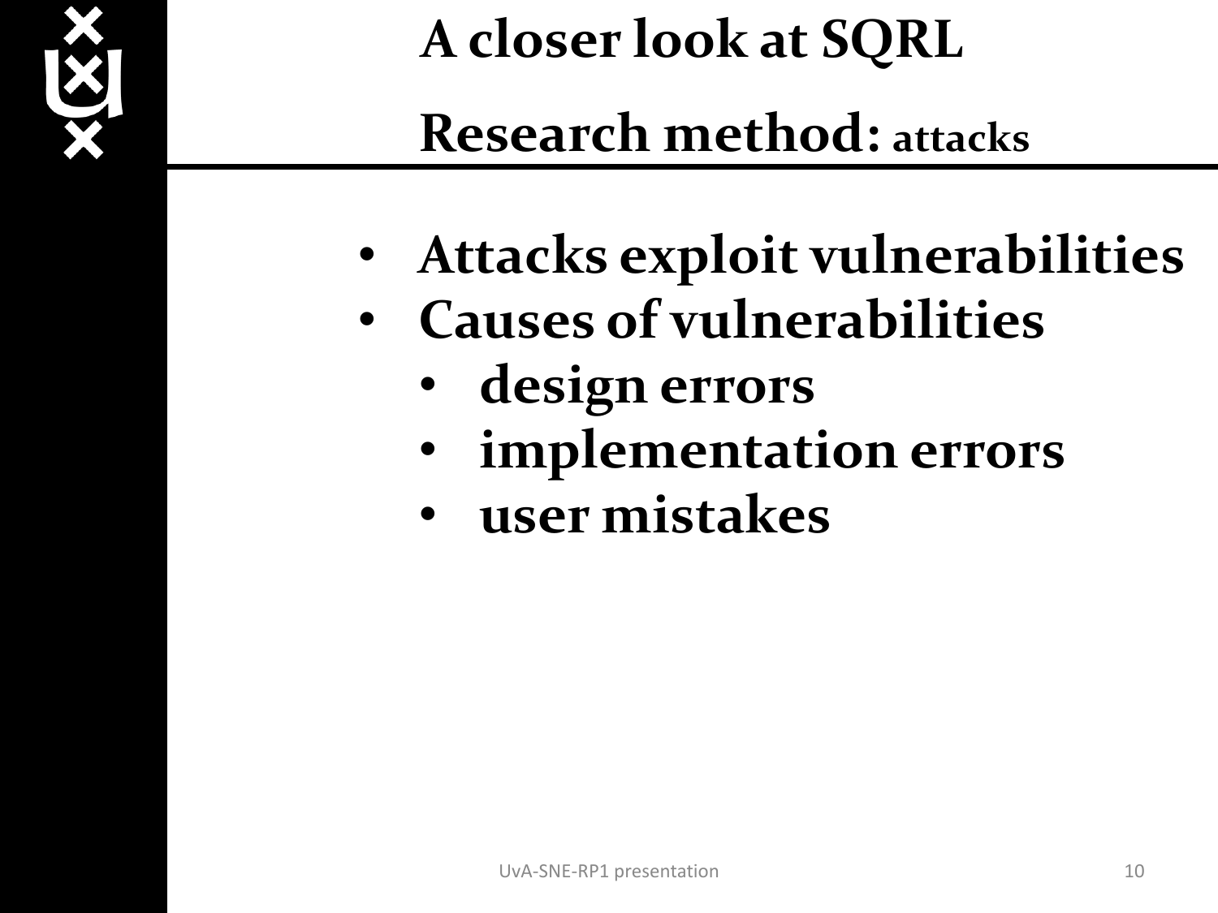# A closer look at SQRL

## Research method: attacks

- **Attacks exploit vulnerabilities**
- **Causes of vulnerabilities**
  - **design errors**
  - **implementation errors**
  - **user mistakes**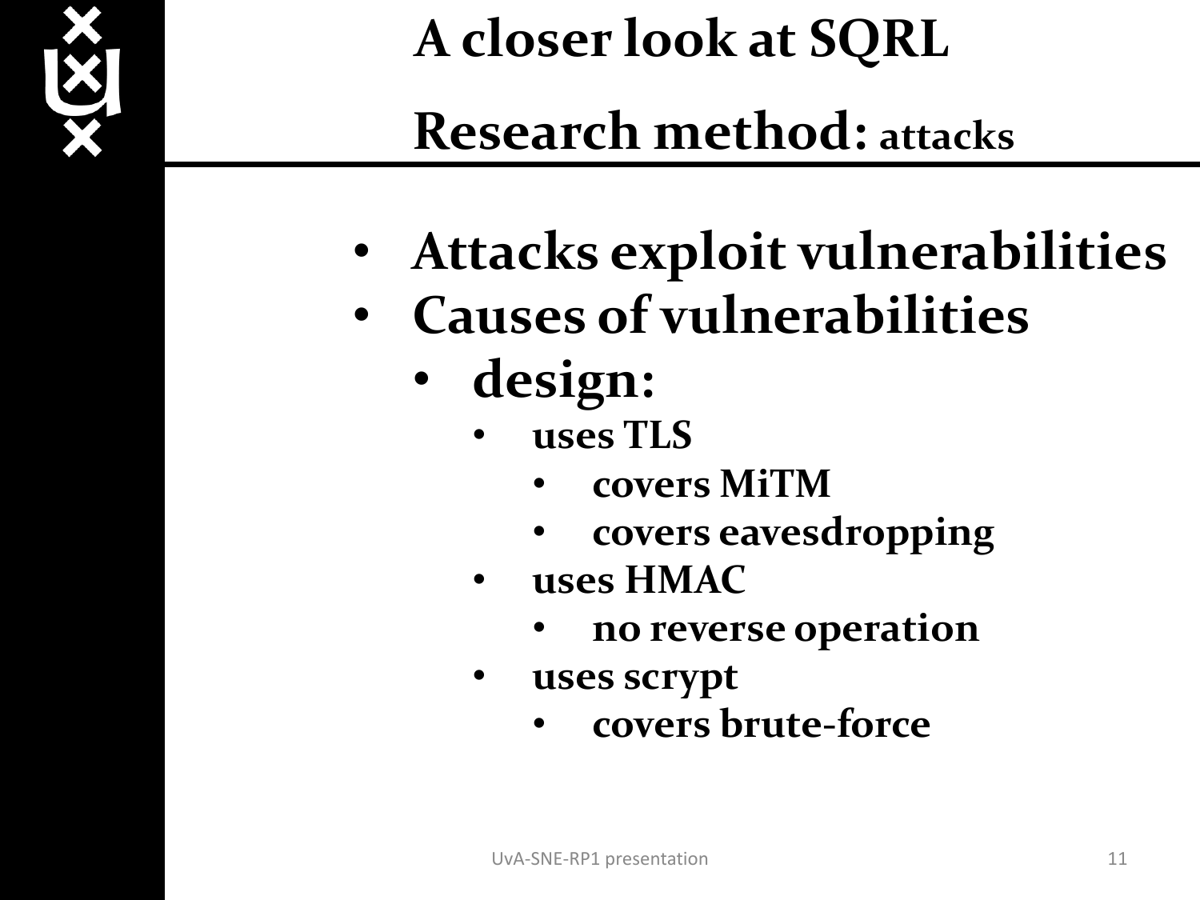# A closer look at SQRL

## Research method: attacks

- Attacks exploit vulnerabilities
- Causes of vulnerabilities
  - design:
    - uses TLS
      - covers MiTM
      - covers eavesdropping
    - uses HMAC
      - no reverse operation
    - uses scrypt
      - covers brute-force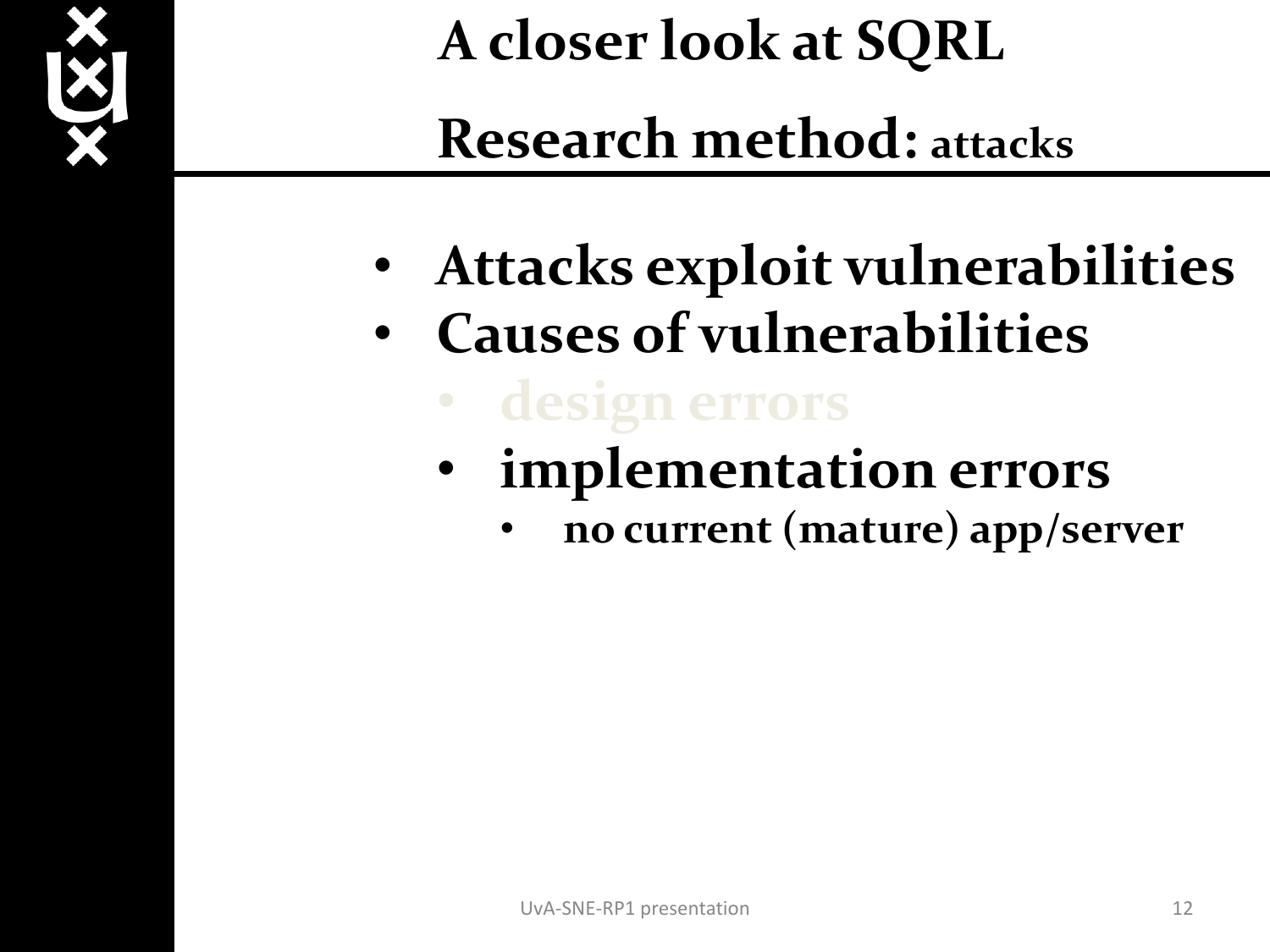# A closer look at SQRL

## Research method: attacks

- **Attacks exploit vulnerabilities**
- **Causes of vulnerabilities**
  - **design errors**
  - **implementation errors**
    - **no current (mature) app/server**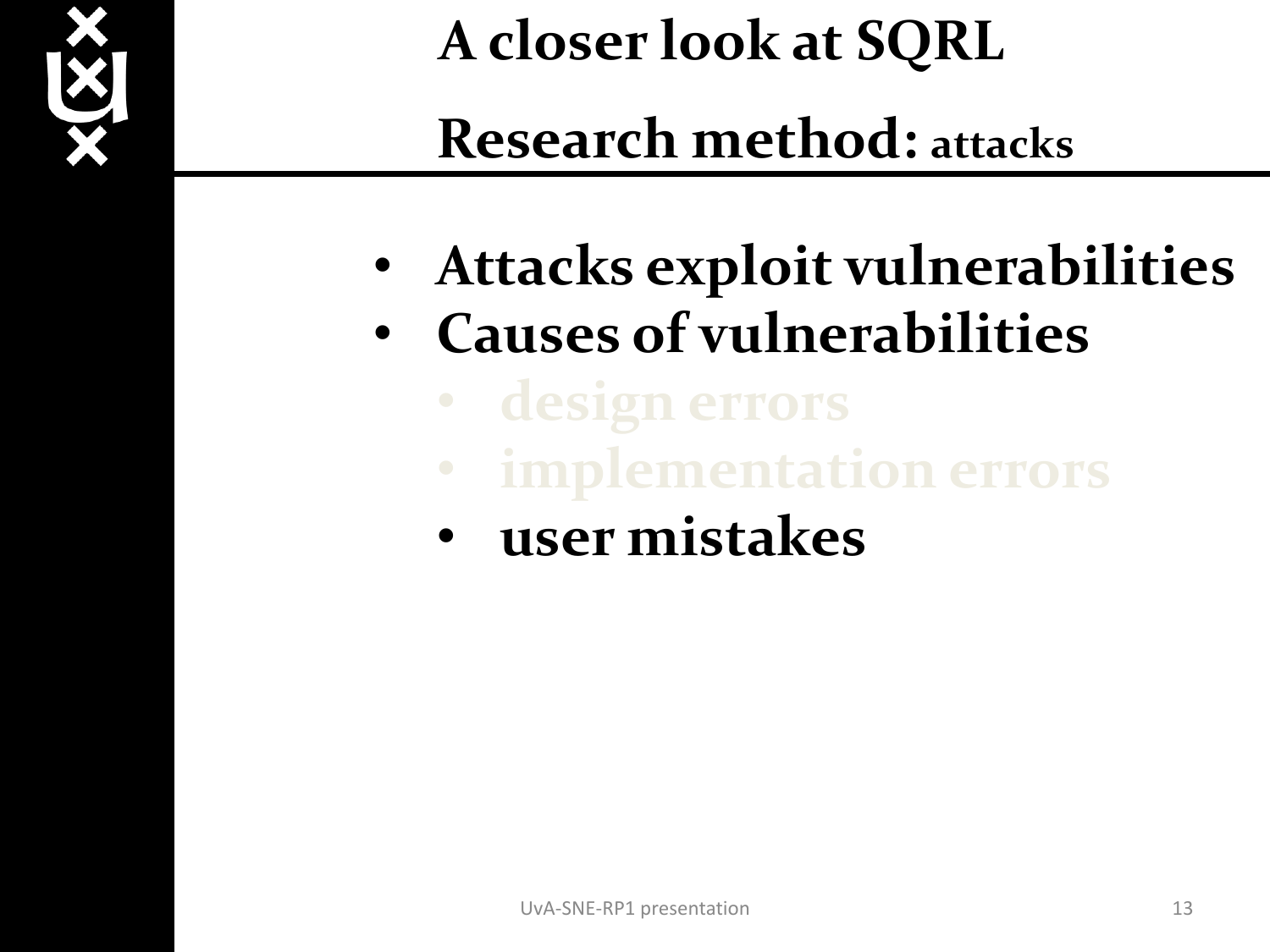# A closer look at SQRL

## Research method: attacks

- **Attacks exploit vulnerabilities**
- **Causes of vulnerabilities**
  - **design errors**
  - **implementation errors**
  - **user mistakes**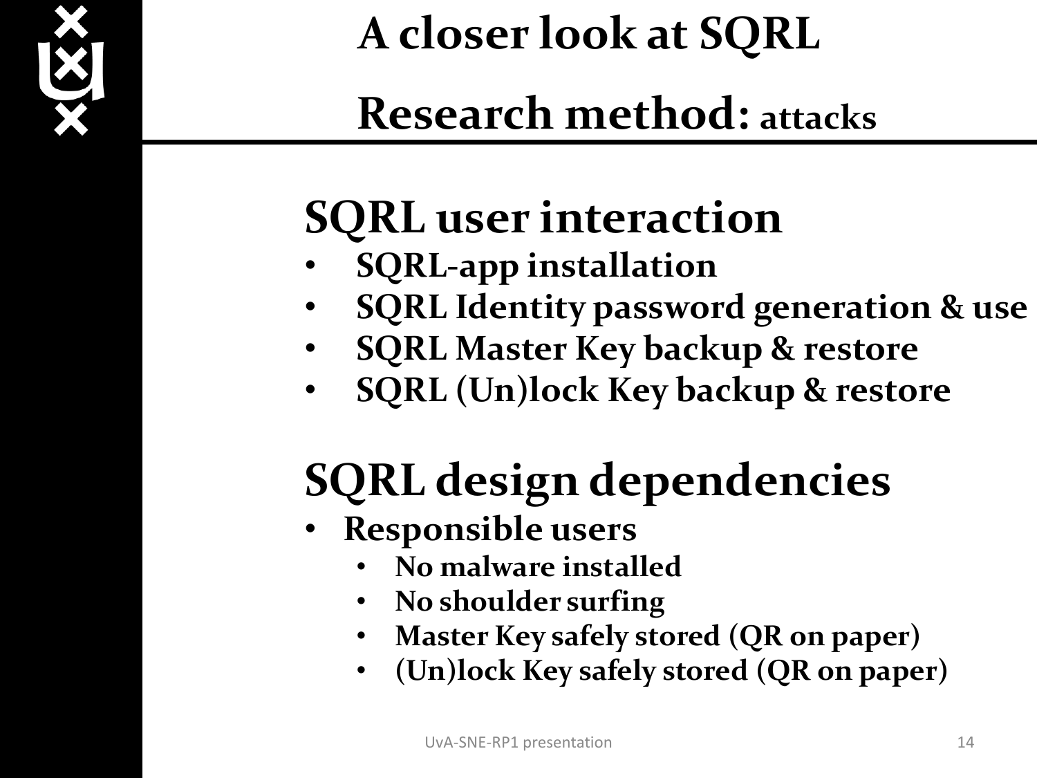# A closer look at SQRL

## Research method: attacks

## SQRL user interaction

- SQRL-app installation
- SQRL Identity password generation & use
- SQRL Master Key backup & restore
- SQRL (Un)lock Key backup & restore

## SQRL design dependencies

- Responsible users
  - No malware installed
  - No shoulder surfing
  - Master Key safely stored (QR on paper)
  - (Un)lock Key safely stored (QR on paper)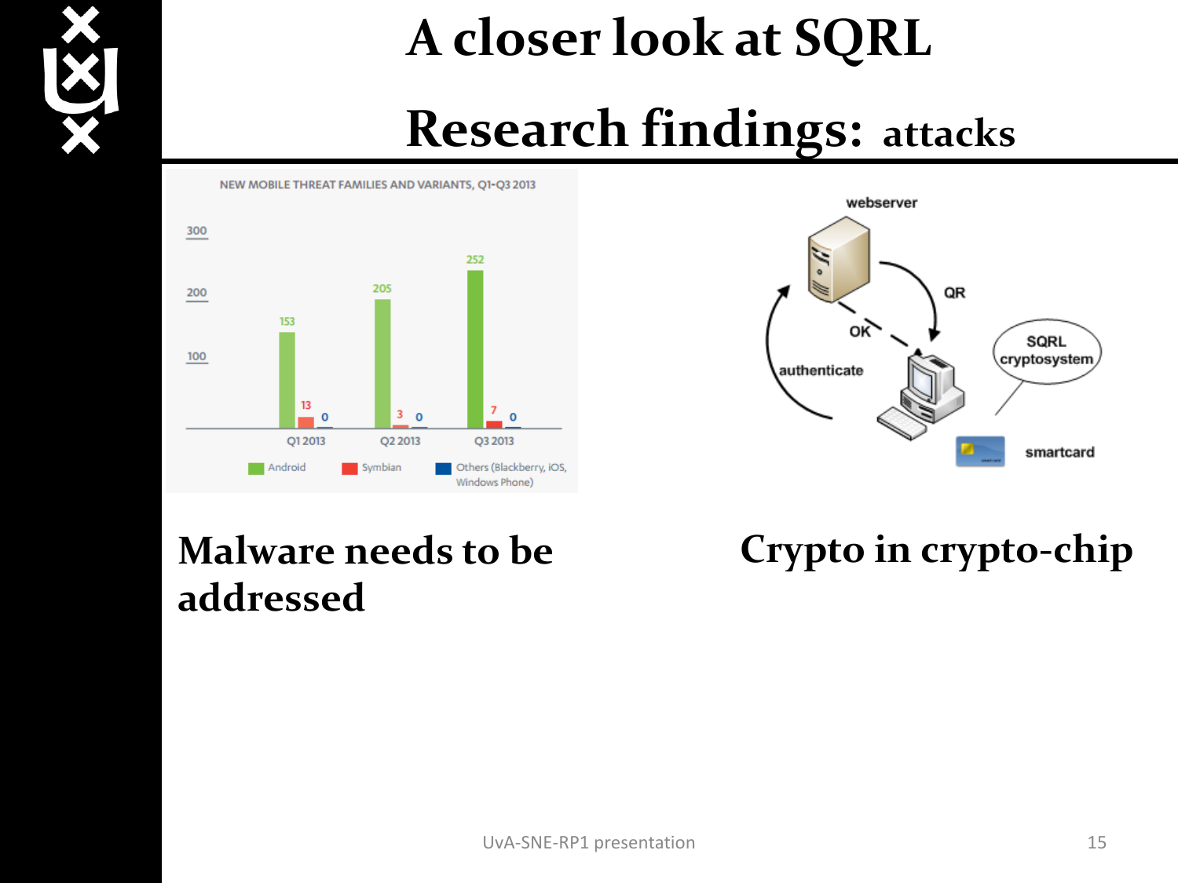# A closer look at SQRL

## Research findings: attacks

**NEW MOBILE THREAT FAMILIES AND VARIANTS, Q1-Q3 2013**

| | Android | Symbian | Others (Blackberry, iOS, Windows Phone) |
|---|---|---|---|
| Q1 2013 | 153 | 13 | 0 |
| Q2 2013 | 205 | 3 | 0 |
| Q3 2013 | 252 | 7 | 0 |

webserver — QR — OK — authenticate — SQRL cryptosystem — smartcard

**Malware needs to be addressed**

**Crypto in crypto-chip**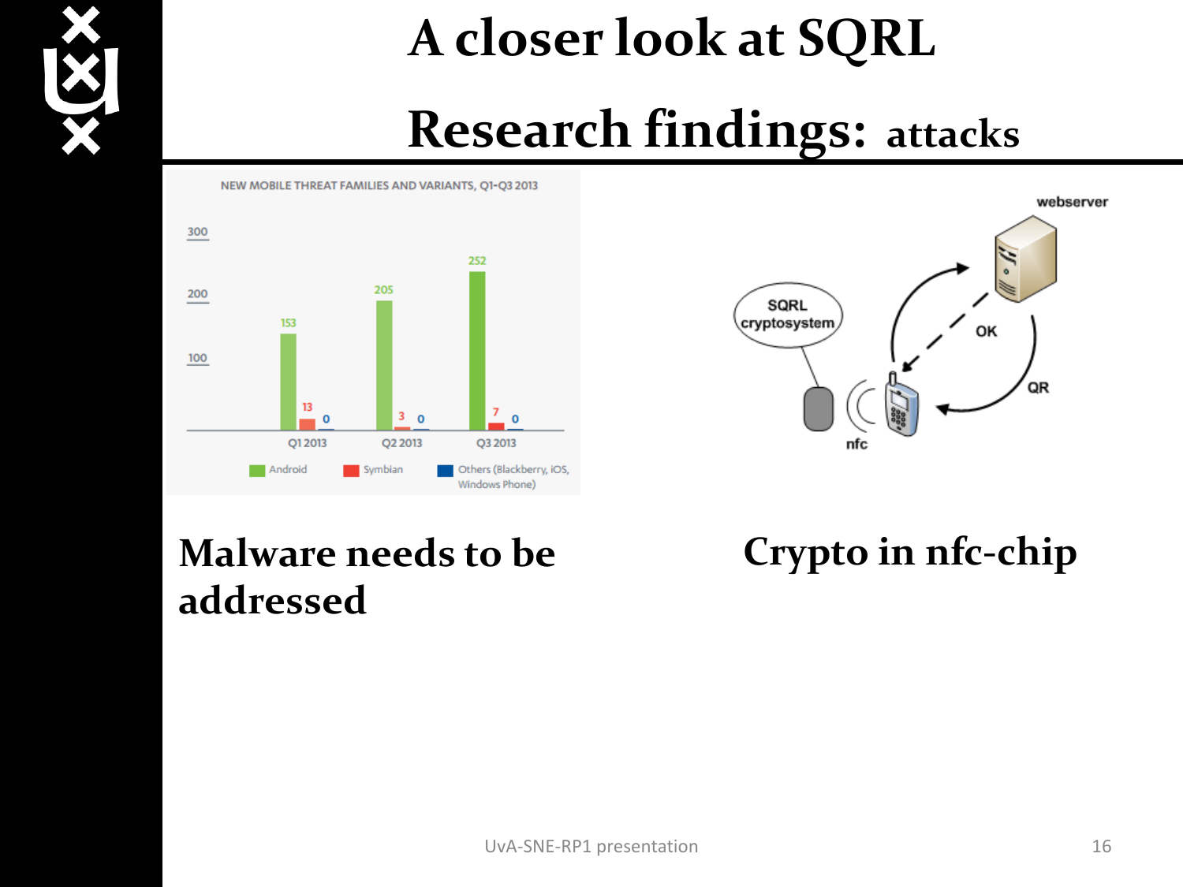# A closer look at SQRL

## Research findings: attacks

NEW MOBILE THREAT FAMILIES AND VARIANTS, Q1-Q3 2013

| | Android | Symbian | Others (Blackberry, iOS, Windows Phone) |
|---|---|---|---|
| Q1 2013 | 153 | 13 | 0 |
| Q2 2013 | 205 | 3 | 0 |
| Q3 2013 | 252 | 7 | 0 |

webserver, SQRL cryptosystem, OK, QR, nfc

**Malware needs to be addressed**

**Crypto in nfc-chip**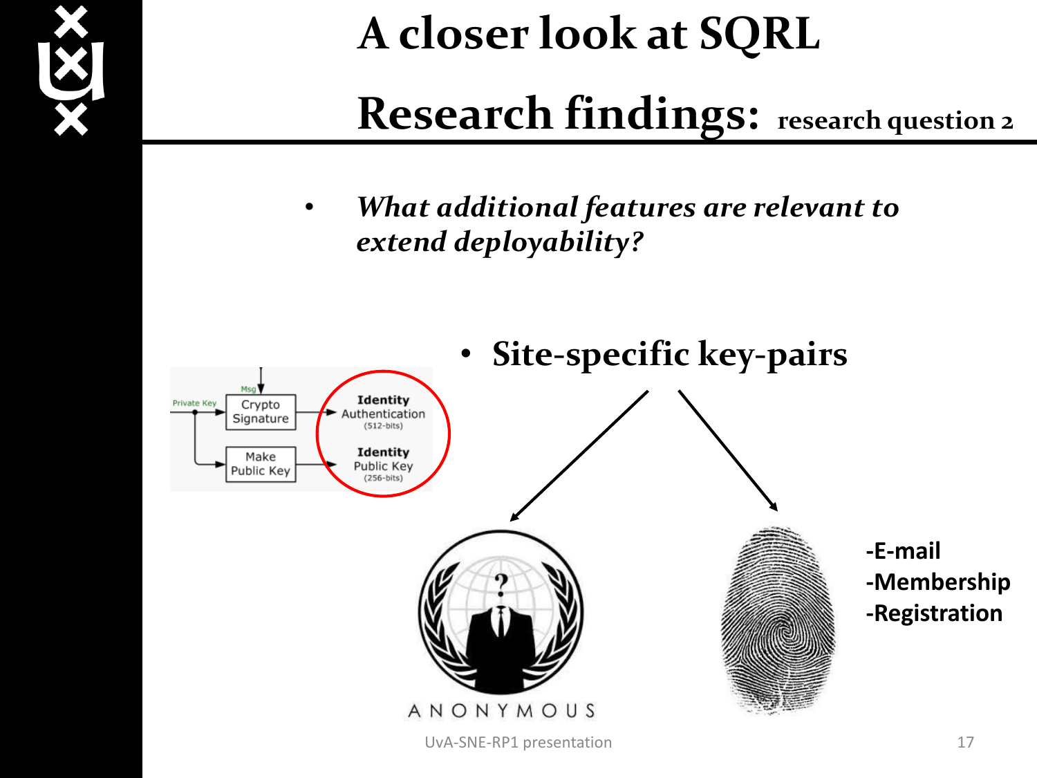# A closer look at SQRL

## Research findings: research question 2

- *What additional features are relevant to extend deployability?*

- **Site-specific key-pairs**

**-E-mail**
**-Membership**
**-Registration**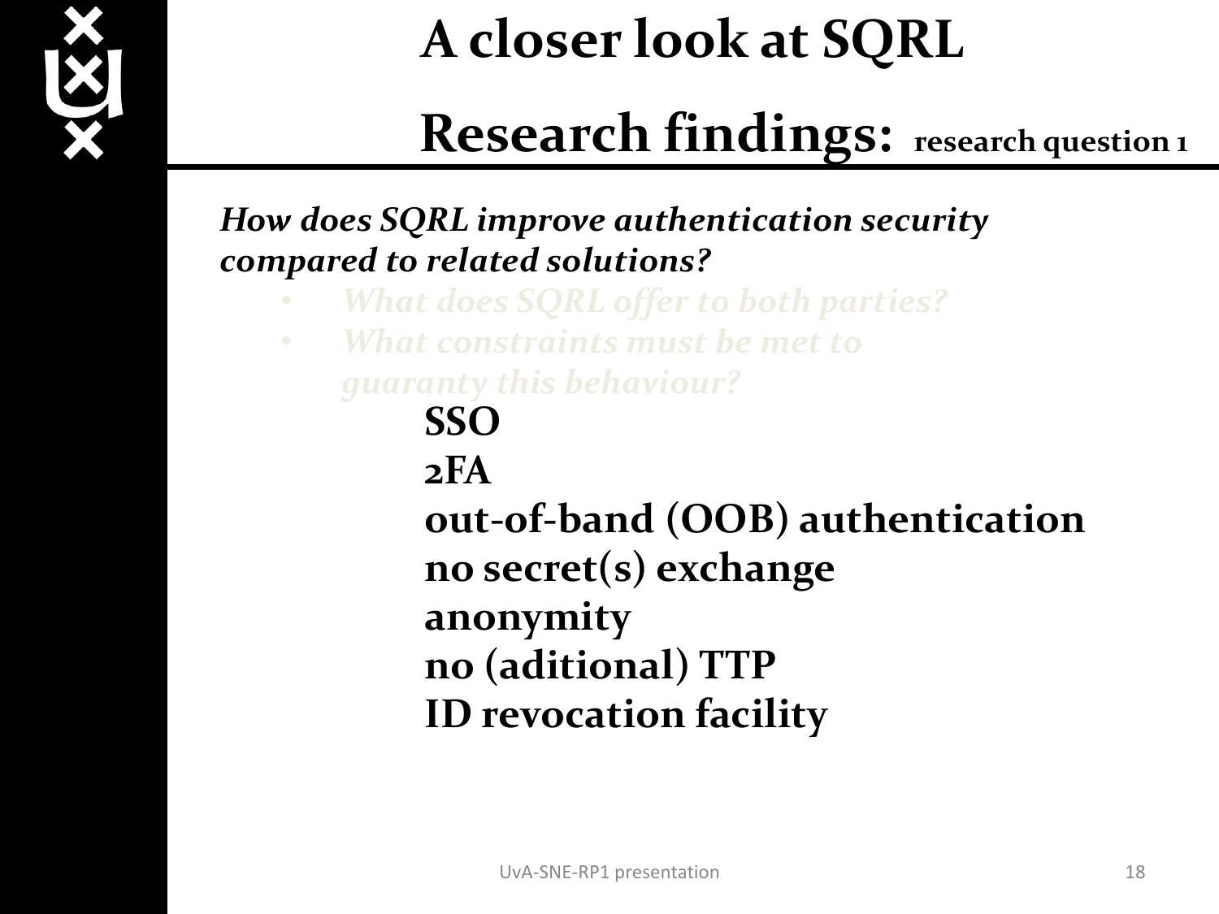# A closer look at SQRL

## Research findings: research question 1

***How does SQRL improve authentication security compared to related solutions?***

- *What does SQRL offer to both parties?*
- *What constraints must be met to guaranty this behaviour?*

**SSO**
**2FA**
**out-of-band (OOB) authentication**
**no secret(s) exchange**
**anonymity**
**no (aditional) TTP**
**ID revocation facility**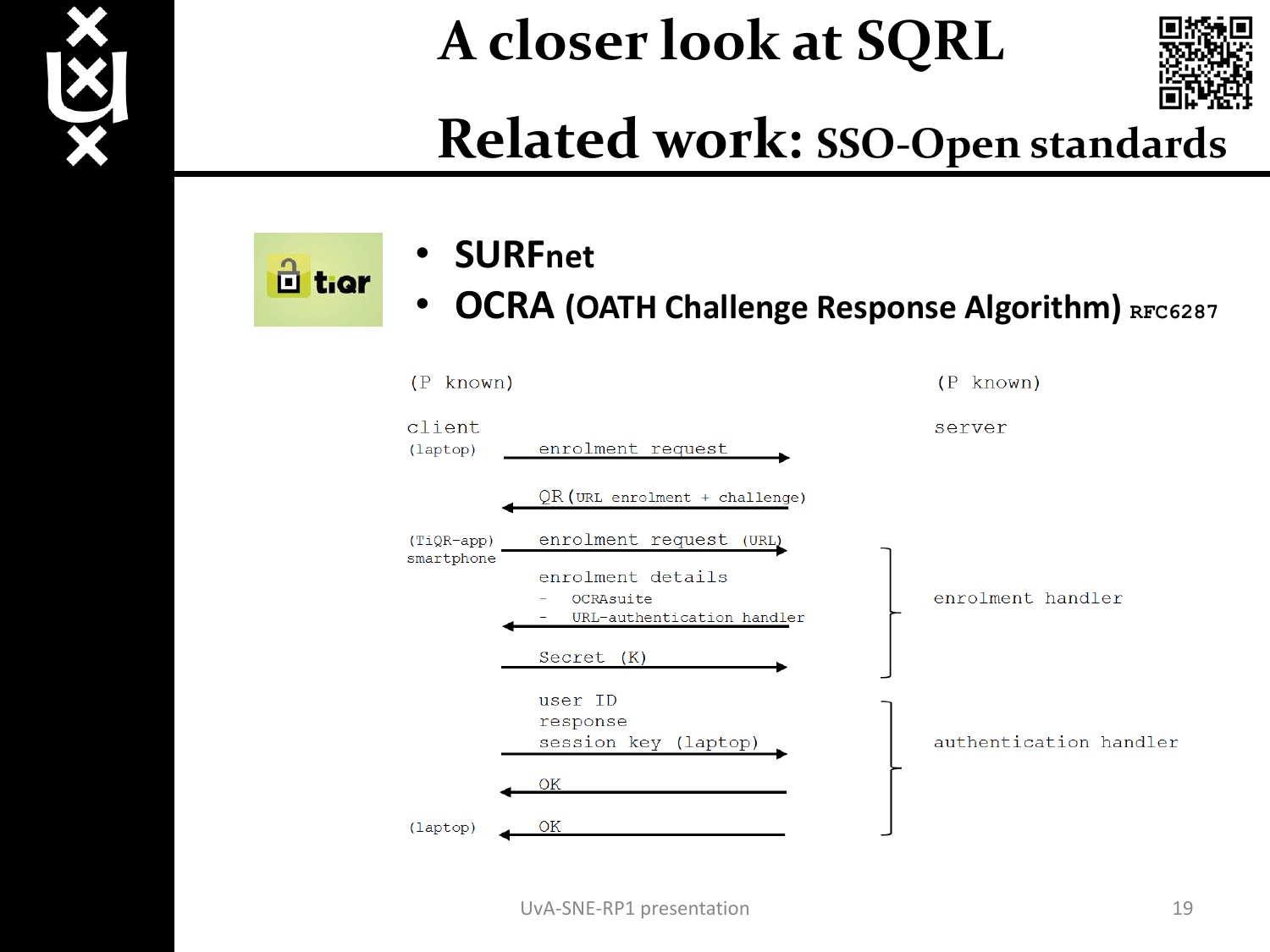# A closer look at SQRL

## Related work: SSO-Open standards

- **SURFnet**
- **OCRA (OATH Challenge Response Algorithm)** RFC6287

```
(P known)                                              (P known)

client                                                 server
(laptop)     enrolment request  -------->

             <-------- QR (URL enrolment + challenge)

(TiQR-app)   enrolment request (URL) -------->      ┐
smartphone   enrolment details                      │
             - OCRAsuite                            │  enrolment handler
             - URL-authentication handler           │
             <--------                              │
             Secret (K)  -------->                  ┘

             user ID                                ┐
             response                               │
             session key (laptop) -------->         │  authentication handler
             <-------- OK                           │
(laptop)     <-------- OK                           ┘
```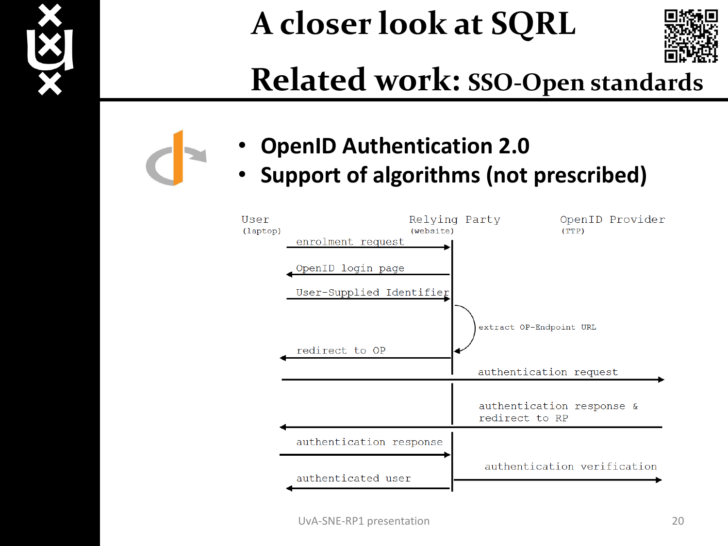# A closer look at SQRL

## Related work: SSO-Open standards

- **OpenID Authentication 2.0**
- **Support of algorithms (not prescribed)**

User (laptop) — Relying Party (website) — OpenID Provider (TTP)

1. User → Relying Party: enrolment request
2. Relying Party → User: OpenID login page
3. User → Relying Party: User-Supplied Identifier
4. Relying Party: extract OP-Endpoint URL
5. Relying Party → User: redirect to OP
6. User → OpenID Provider: authentication request
7. OpenID Provider → User: authentication response & redirect to RP
8. User → Relying Party: authentication response
9. Relying Party → OpenID Provider: authentication verification
10. Relying Party → User: authenticated user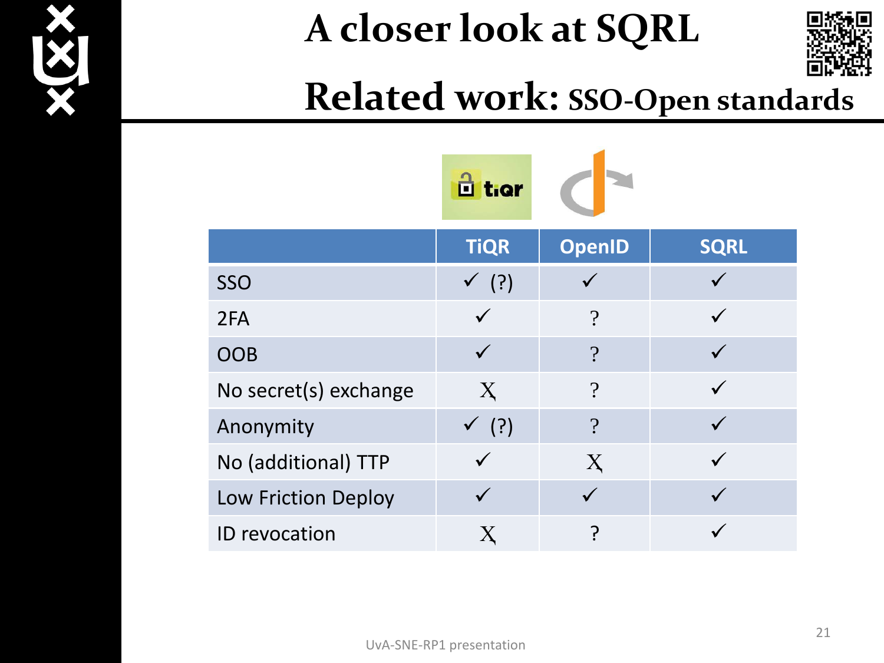# A closer look at SQRL

## Related work: SSO-Open standards

| | TiQR | OpenID | SQRL |
|---|---|---|---|
| SSO | ✓ (?) | ✓ | ✓ |
| 2FA | ✓ | ? | ✓ |
| OOB | ✓ | ? | ✓ |
| No secret(s) exchange | X | ? | ✓ |
| Anonymity | ✓ (?) | ? | ✓ |
| No (additional) TTP | ✓ | X | ✓ |
| Low Friction Deploy | ✓ | ✓ | ✓ |
| ID revocation | X | ? | ✓ |

UvA-SNE-RP1 presentation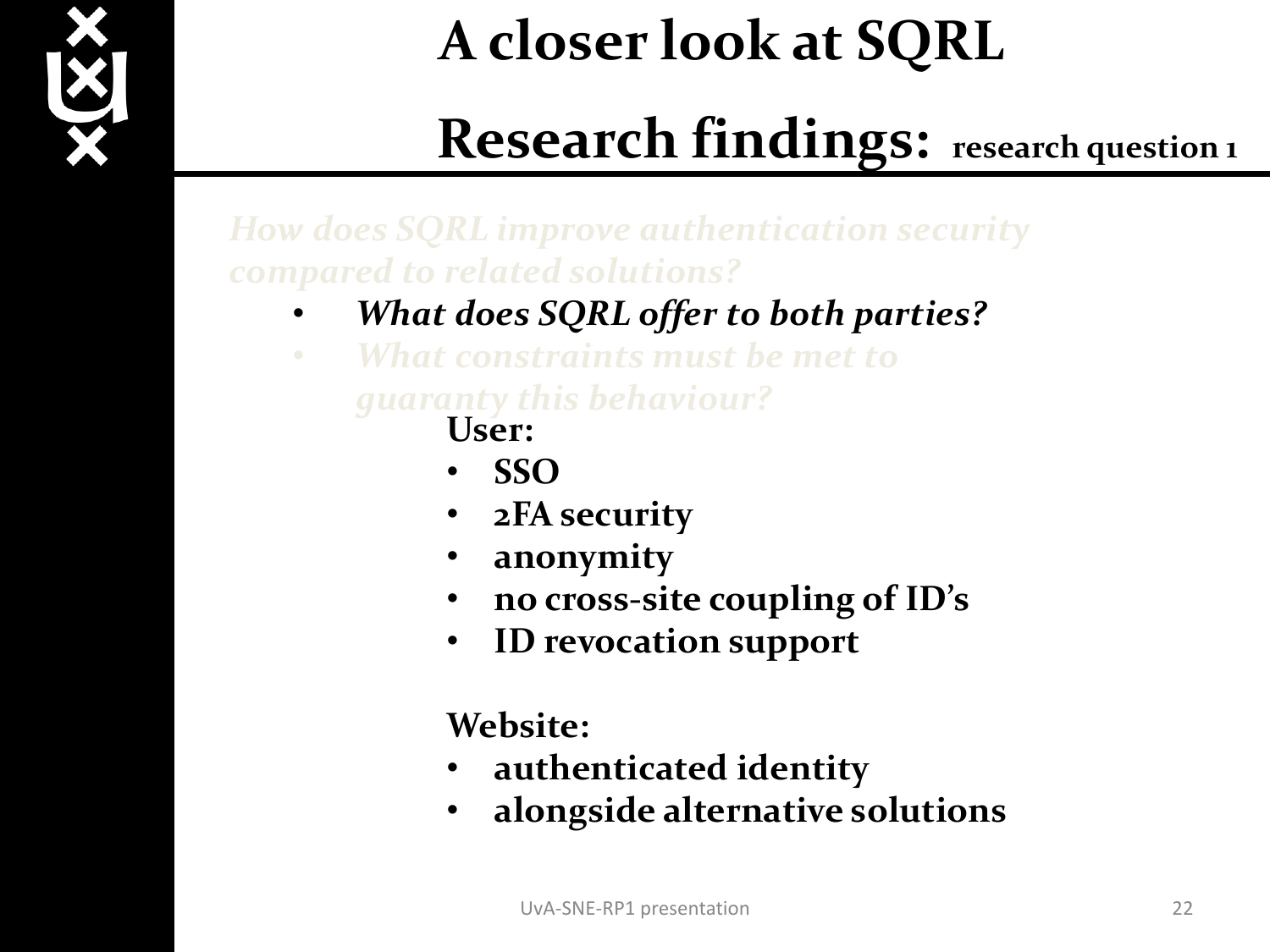# A closer look at SQRL

## Research findings: research question 1

*How does SQRL improve authentication security compared to related solutions?*

- ***What does SQRL offer to both parties?***
- *What constraints must be met to guaranty this behaviour?*

**User:**

- **SSO**
- **2FA security**
- **anonymity**
- **no cross-site coupling of ID's**
- **ID revocation support**

**Website:**

- **authenticated identity**
- **alongside alternative solutions**

UvA-SNE-RP1 presentation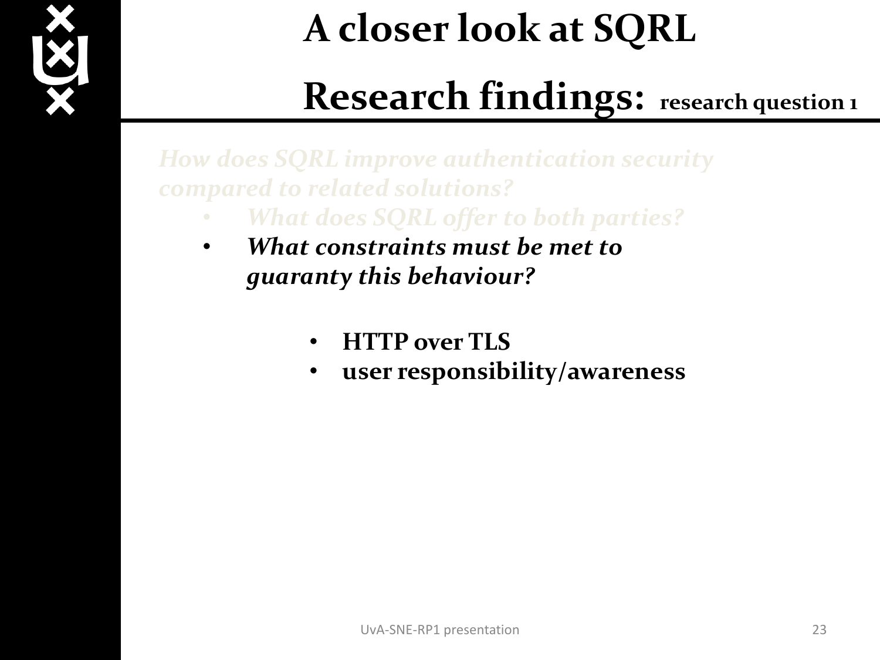# A closer look at SQRL

## Research findings: research question 1

*How does SQRL improve authentication security compared to related solutions?*

- *What does SQRL offer to both parties?*
- ***What constraints must be met to guaranty this behaviour?***

  - **HTTP over TLS**
  - **user responsibility/awareness**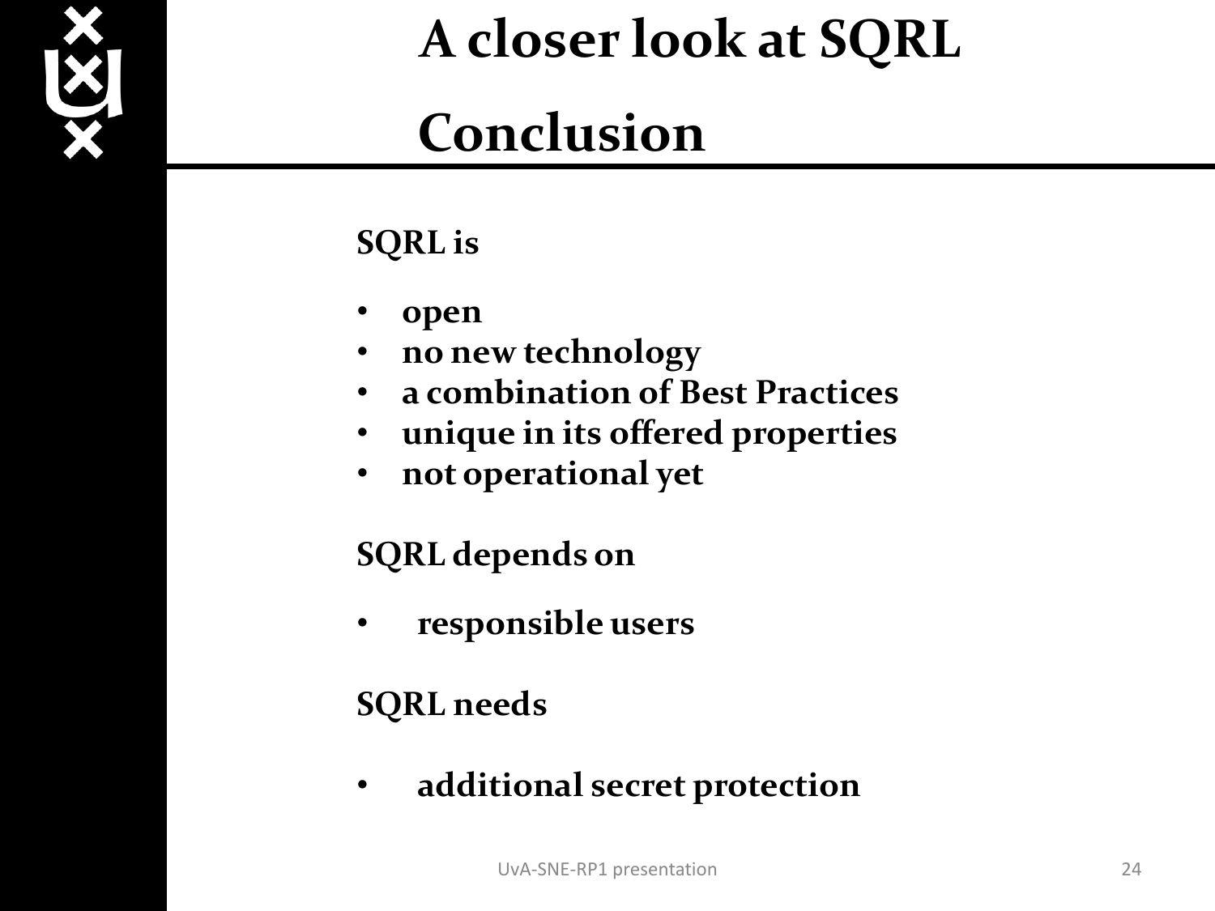# A closer look at SQRL

# Conclusion

**SQRL is**

- **open**
- **no new technology**
- **a combination of Best Practices**
- **unique in its offered properties**
- **not operational yet**

**SQRL depends on**

- **responsible users**

**SQRL needs**

- **additional secret protection**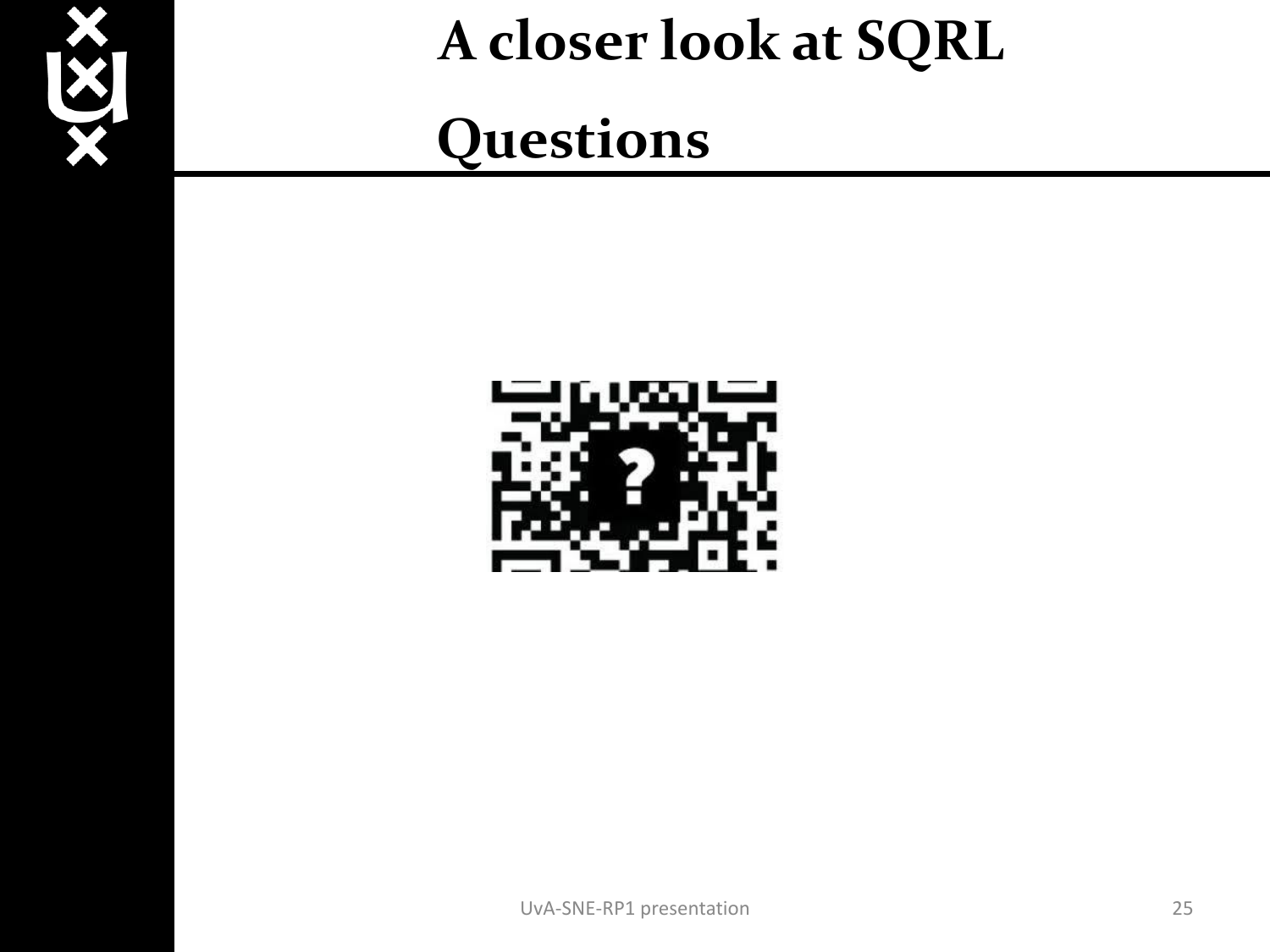# A closer look at SQRL

## Questions